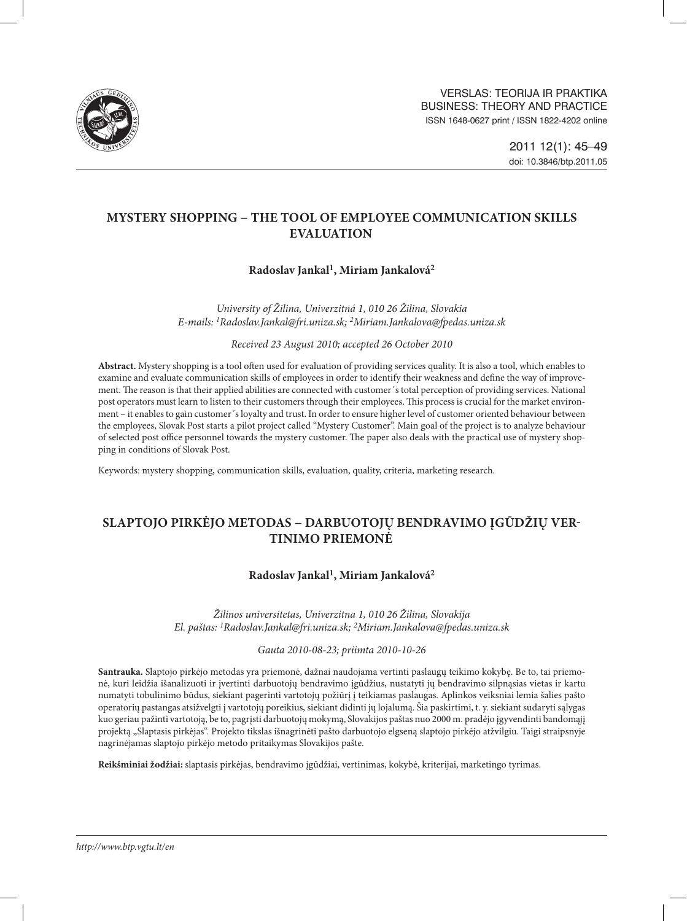VERSLAS: TEORIJA IR PRAKTIKA
BUSINESS: THEORY AND PRACTICE
ISSN 1648-0627 print / ISSN 1822-4202 online

2011 12(1): 45–49
doi: 10.3846/btp.2011.05

# MYSTERY SHOPPING – THE TOOL OF EMPLOYEE COMMUNICATION SKILLS EVALUATION

**Radoslav Jankal[1], Miriam Jankalová[2]**

*University of Žilina, Univerzitná 1, 010 26 Žilina, Slovakia*
*E-mails: [1]Radoslav.Jankal@fri.uniza.sk; [2]Miriam.Jankalova@fpedas.uniza.sk*

*Received 23 August 2010; accepted 26 October 2010*

**Abstract.** Mystery shopping is a tool often used for evaluation of providing services quality. It is also a tool, which enables to examine and evaluate communication skills of employees in order to identify their weakness and define the way of improvement. The reason is that their applied abilities are connected with customer´s total perception of providing services. National post operators must learn to listen to their customers through their employees. This process is crucial for the market environment – it enables to gain customer´s loyalty and trust. In order to ensure higher level of customer oriented behaviour between the employees, Slovak Post starts a pilot project called "Mystery Customer". Main goal of the project is to analyze behaviour of selected post office personnel towards the mystery customer. The paper also deals with the practical use of mystery shopping in conditions of Slovak Post.

Keywords: mystery shopping, communication skills, evaluation, quality, criteria, marketing research.

# SLAPTOJO PIRKĖJO METODAS – DARBUOTOJŲ BENDRAVIMO ĮGŪDŽIŲ VERTINIMO PRIEMONĖ

**Radoslav Jankal[1], Miriam Jankalová[2]**

*Žilinos universitetas, Univerzitna 1, 010 26 Žilina, Slovakija*
*El. paštas: [1]Radoslav.Jankal@fri.uniza.sk; [2]Miriam.Jankalova@fpedas.uniza.sk*

*Gauta 2010-08-23; priimta 2010-10-26*

**Santrauka.** Slaptojo pirkėjo metodas yra priemonė, dažnai naudojama vertinti paslaugų teikimo kokybę. Be to, tai priemonė, kuri leidžia išanalizuoti ir įvertinti darbuotojų bendravimo įgūdžius, nustatyti jų bendravimo silpnąsias vietas ir kartu numatyti tobulinimo būdus, siekiant pagerinti vartotojų požiūrį į teikiamas paslaugas. Aplinkos veiksniai lemia šalies pašto operatorių pastangas atsižvelgti į vartotojų poreikius, siekiant didinti jų lojalumą. Šia paskirtimi, t. y. siekiant sudaryti sąlygas kuo geriau pažinti vartotoją, be to, pagrįsti darbuotojų mokymą, Slovakijos paštas nuo 2000 m. pradėjo įgyvendinti bandomąjį projektą „Slaptasis pirkėjas". Projekto tikslas išnagrinėti pašto darbuotojo elgseną slaptojo pirkėjo atžvilgiu. Taigi straipsnyje nagrinėjamas slaptojo pirkėjo metodo pritaikymas Slovakijos pašte.

**Reikšminiai žodžiai:** slaptasis pirkėjas, bendravimo įgūdžiai, vertinimas, kokybė, kriterijai, marketingo tyrimas.

*http://www.btp.vgtu.lt/en*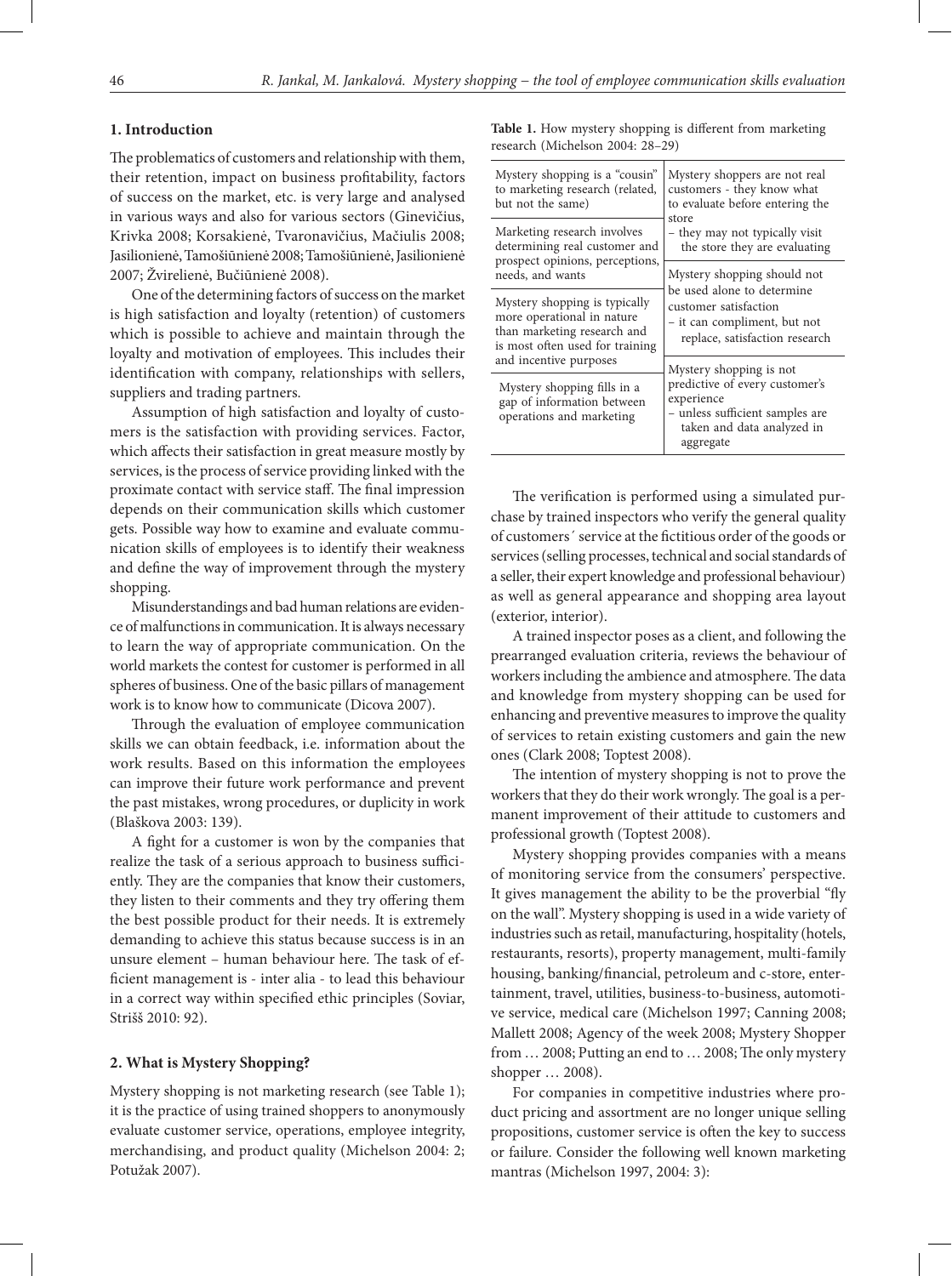## 1. Introduction

The problematics of customers and relationship with them, their retention, impact on business profitability, factors of success on the market, etc. is very large and analysed in various ways and also for various sectors (Ginevičius, Krivka 2008; Korsakienė, Tvaronavičius, Mačiulis 2008; Jasilionienė, Tamošiūnienė 2008; Tamošiūnienė, Jasilionienė 2007; Žvirelienė, Bučiūnienė 2008).

One of the determining factors of success on the market is high satisfaction and loyalty (retention) of customers which is possible to achieve and maintain through the loyalty and motivation of employees. This includes their identification with company, relationships with sellers, suppliers and trading partners.

Assumption of high satisfaction and loyalty of customers is the satisfaction with providing services. Factor, which affects their satisfaction in great measure mostly by services, is the process of service providing linked with the proximate contact with service staff. The final impression depends on their communication skills which customer gets. Possible way how to examine and evaluate communication skills of employees is to identify their weakness and define the way of improvement through the mystery shopping.

Misunderstandings and bad human relations are evidence of malfunctions in communication. It is always necessary to learn the way of appropriate communication. On the world markets the contest for customer is performed in all spheres of business. One of the basic pillars of management work is to know how to communicate (Dicova 2007).

Through the evaluation of employee communication skills we can obtain feedback, i.e. information about the work results. Based on this information the employees can improve their future work performance and prevent the past mistakes, wrong procedures, or duplicity in work (Blaškova 2003: 139).

A fight for a customer is won by the companies that realize the task of a serious approach to business sufficiently. They are the companies that know their customers, they listen to their comments and they try offering them the best possible product for their needs. It is extremely demanding to achieve this status because success is in an unsure element – human behaviour here. The task of efficient management is - inter alia - to lead this behaviour in a correct way within specified ethic principles (Soviar, Strišš 2010: 92).

## 2. What is Mystery Shopping?

Mystery shopping is not marketing research (see Table 1); it is the practice of using trained shoppers to anonymously evaluate customer service, operations, employee integrity, merchandising, and product quality (Michelson 2004: 2; Potužak 2007).

**Table 1.** How mystery shopping is different from marketing research (Michelson 2004: 28–29)

| | |
|---|---|
| Mystery shopping is a "cousin" to marketing research (related, but not the same) | Mystery shoppers are not real customers - they know what to evaluate before entering the store<br>– they may not typically visit the store they are evaluating |
| Marketing research involves determining real customer and prospect opinions, perceptions, needs, and wants | |
| Mystery shopping is typically more operational in nature than marketing research and is most often used for training and incentive purposes | Mystery shopping should not be used alone to determine customer satisfaction<br>– it can compliment, but not replace, satisfaction research |
| Mystery shopping fills in a gap of information between operations and marketing | Mystery shopping is not predictive of every customer's experience<br>– unless sufficient samples are taken and data analyzed in aggregate |

The verification is performed using a simulated purchase by trained inspectors who verify the general quality of customers´ service at the fictitious order of the goods or services (selling processes, technical and social standards of a seller, their expert knowledge and professional behaviour) as well as general appearance and shopping area layout (exterior, interior).

A trained inspector poses as a client, and following the prearranged evaluation criteria, reviews the behaviour of workers including the ambience and atmosphere. The data and knowledge from mystery shopping can be used for enhancing and preventive measures to improve the quality of services to retain existing customers and gain the new ones (Clark 2008; Toptest 2008).

The intention of mystery shopping is not to prove the workers that they do their work wrongly. The goal is a permanent improvement of their attitude to customers and professional growth (Toptest 2008).

Mystery shopping provides companies with a means of monitoring service from the consumers' perspective. It gives management the ability to be the proverbial "fly on the wall". Mystery shopping is used in a wide variety of industries such as retail, manufacturing, hospitality (hotels, restaurants, resorts), property management, multi-family housing, banking/financial, petroleum and c-store, entertainment, travel, utilities, business-to-business, automotive service, medical care (Michelson 1997; Canning 2008; Mallett 2008; Agency of the week 2008; Mystery Shopper from … 2008; Putting an end to … 2008; The only mystery shopper … 2008).

For companies in competitive industries where product pricing and assortment are no longer unique selling propositions, customer service is often the key to success or failure. Consider the following well known marketing mantras (Michelson 1997, 2004: 3):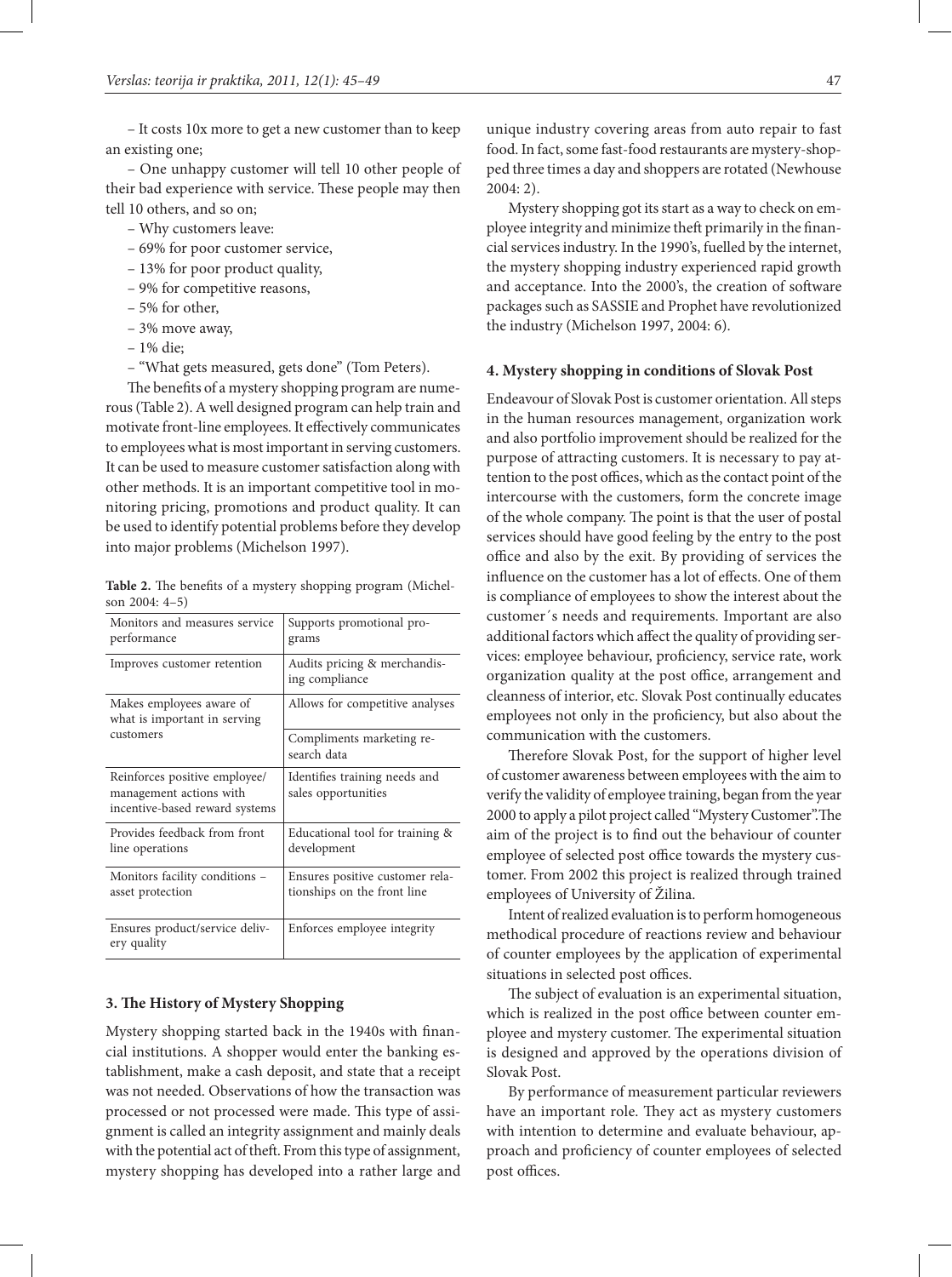– It costs 10x more to get a new customer than to keep an existing one;

– One unhappy customer will tell 10 other people of their bad experience with service. These people may then tell 10 others, and so on;

– Why customers leave:

– 69% for poor customer service,

– 13% for poor product quality,

– 9% for competitive reasons,

– 5% for other,

– 3% move away,

– 1% die;

– "What gets measured, gets done" (Tom Peters).

The benefits of a mystery shopping program are numerous (Table 2). A well designed program can help train and motivate front-line employees. It effectively communicates to employees what is most important in serving customers. It can be used to measure customer satisfaction along with other methods. It is an important competitive tool in monitoring pricing, promotions and product quality. It can be used to identify potential problems before they develop into major problems (Michelson 1997).

**Table 2.** The benefits of a mystery shopping program (Michelson 2004: 4–5)

| | |
|---|---|
| Monitors and measures service performance | Supports promotional programs |
| Improves customer retention | Audits pricing & merchandising compliance |
| Makes employees aware of what is important in serving customers | Allows for competitive analyses |
| | Compliments marketing research data |
| Reinforces positive employee/management actions with incentive-based reward systems | Identifies training needs and sales opportunities |
| Provides feedback from front line operations | Educational tool for training & development |
| Monitors facility conditions – asset protection | Ensures positive customer relationships on the front line |
| Ensures product/service delivery quality | Enforces employee integrity |

## 3. The History of Mystery Shopping

Mystery shopping started back in the 1940s with financial institutions. A shopper would enter the banking establishment, make a cash deposit, and state that a receipt was not needed. Observations of how the transaction was processed or not processed were made. This type of assignment is called an integrity assignment and mainly deals with the potential act of theft. From this type of assignment, mystery shopping has developed into a rather large and unique industry covering areas from auto repair to fast food. In fact, some fast-food restaurants are mystery-shopped three times a day and shoppers are rotated (Newhouse 2004: 2).

Mystery shopping got its start as a way to check on employee integrity and minimize theft primarily in the financial services industry. In the 1990's, fuelled by the internet, the mystery shopping industry experienced rapid growth and acceptance. Into the 2000's, the creation of software packages such as SASSIE and Prophet have revolutionized the industry (Michelson 1997, 2004: 6).

## 4. Mystery shopping in conditions of Slovak Post

Endeavour of Slovak Post is customer orientation. All steps in the human resources management, organization work and also portfolio improvement should be realized for the purpose of attracting customers. It is necessary to pay attention to the post offices, which as the contact point of the intercourse with the customers, form the concrete image of the whole company. The point is that the user of postal services should have good feeling by the entry to the post office and also by the exit. By providing of services the influence on the customer has a lot of effects. One of them is compliance of employees to show the interest about the customer´s needs and requirements. Important are also additional factors which affect the quality of providing services: employee behaviour, proficiency, service rate, work organization quality at the post office, arrangement and cleanness of interior, etc. Slovak Post continually educates employees not only in the proficiency, but also about the communication with the customers.

Therefore Slovak Post, for the support of higher level of customer awareness between employees with the aim to verify the validity of employee training, began from the year 2000 to apply a pilot project called "Mystery Customer". The aim of the project is to find out the behaviour of counter employee of selected post office towards the mystery customer. From 2002 this project is realized through trained employees of University of Žilina.

Intent of realized evaluation is to perform homogeneous methodical procedure of reactions review and behaviour of counter employees by the application of experimental situations in selected post offices.

The subject of evaluation is an experimental situation, which is realized in the post office between counter employee and mystery customer. The experimental situation is designed and approved by the operations division of Slovak Post.

By performance of measurement particular reviewers have an important role. They act as mystery customers with intention to determine and evaluate behaviour, approach and proficiency of counter employees of selected post offices.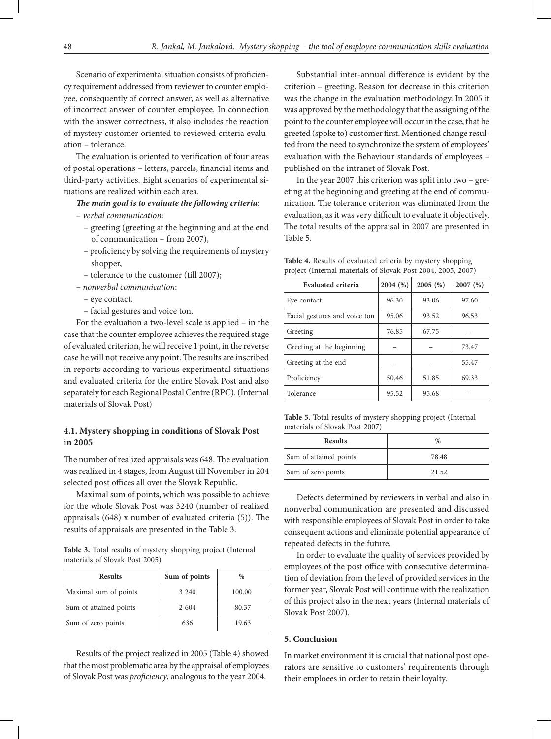Scenario of experimental situation consists of proficiency requirement addressed from reviewer to counter employee, consequently of correct answer, as well as alternative of incorrect answer of counter employee. In connection with the answer correctness, it also includes the reaction of mystery customer oriented to reviewed criteria evaluation – tolerance.

The evaluation is oriented to verification of four areas of postal operations – letters, parcels, financial items and third-party activities. Eight scenarios of experimental situations are realized within each area.

***The main goal is to evaluate the following criteria*:**

- *verbal communication*:
  - greeting (greeting at the beginning and at the end of communication – from 2007),
  - proficiency by solving the requirements of mystery shopper,
  - tolerance to the customer (till 2007);
- *nonverbal communication*:
  - eye contact,
  - facial gestures and voice ton.

For the evaluation a two-level scale is applied – in the case that the counter employee achieves the required stage of evaluated criterion, he will receive 1 point, in the reverse case he will not receive any point. The results are inscribed in reports according to various experimental situations and evaluated criteria for the entire Slovak Post and also separately for each Regional Postal Centre (RPC). (Internal materials of Slovak Post)

### 4.1. Mystery shopping in conditions of Slovak Post in 2005

The number of realized appraisals was 648. The evaluation was realized in 4 stages, from August till November in 204 selected post offices all over the Slovak Republic.

Maximal sum of points, which was possible to achieve for the whole Slovak Post was 3240 (number of realized appraisals (648) x number of evaluated criteria (5)). The results of appraisals are presented in the Table 3.

**Table 3.** Total results of mystery shopping project (Internal materials of Slovak Post 2005)

| Results | Sum of points | % |
|---|---|---|
| Maximal sum of points | 3 240 | 100.00 |
| Sum of attained points | 2 604 | 80.37 |
| Sum of zero points | 636 | 19.63 |

Results of the project realized in 2005 (Table 4) showed that the most problematic area by the appraisal of employees of Slovak Post was *proficiency*, analogous to the year 2004.

Substantial inter-annual difference is evident by the criterion – greeting. Reason for decrease in this criterion was the change in the evaluation methodology. In 2005 it was approved by the methodology that the assigning of the point to the counter employee will occur in the case, that he greeted (spoke to) customer first. Mentioned change resulted from the need to synchronize the system of employees' evaluation with the Behaviour standards of employees – published on the intranet of Slovak Post.

In the year 2007 this criterion was split into two – greeting at the beginning and greeting at the end of communication. The tolerance criterion was eliminated from the evaluation, as it was very difficult to evaluate it objectively. The total results of the appraisal in 2007 are presented in Table 5.

**Table 4.** Results of evaluated criteria by mystery shopping project (Internal materials of Slovak Post 2004, 2005, 2007)

| Evaluated criteria | 2004 (%) | 2005 (%) | 2007 (%) |
|---|---|---|---|
| Eye contact | 96.30 | 93.06 | 97.60 |
| Facial gestures and voice ton | 95.06 | 93.52 | 96.53 |
| Greeting | 76.85 | 67.75 | – |
| Greeting at the beginning | – | – | 73.47 |
| Greeting at the end | – | – | 55.47 |
| Proficiency | 50.46 | 51.85 | 69.33 |
| Tolerance | 95.52 | 95.68 | – |

**Table 5.** Total results of mystery shopping project (Internal materials of Slovak Post 2007)

| Results | % |
|---|---|
| Sum of attained points | 78.48 |
| Sum of zero points | 21.52 |

Defects determined by reviewers in verbal and also in nonverbal communication are presented and discussed with responsible employees of Slovak Post in order to take consequent actions and eliminate potential appearance of repeated defects in the future.

In order to evaluate the quality of services provided by employees of the post office with consecutive determination of deviation from the level of provided services in the former year, Slovak Post will continue with the realization of this project also in the next years (Internal materials of Slovak Post 2007).

## 5. Conclusion

In market environment it is crucial that national post operators are sensitive to customers' requirements through their emploees in order to retain their loyalty.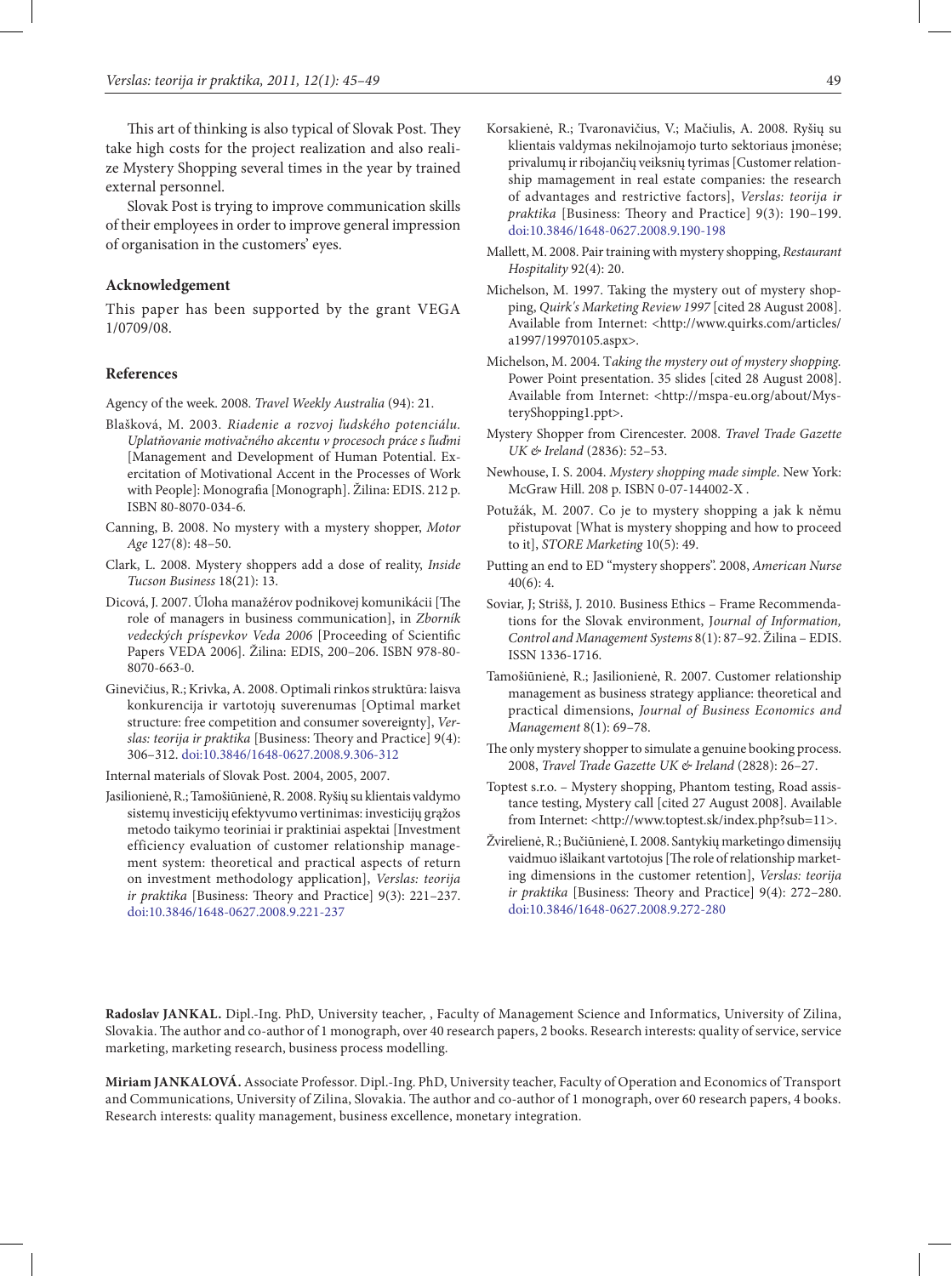This art of thinking is also typical of Slovak Post. They take high costs for the project realization and also realize Mystery Shopping several times in the year by trained external personnel.

Slovak Post is trying to improve communication skills of their employees in order to improve general impression of organisation in the customers' eyes.

## Acknowledgement

This paper has been supported by the grant VEGA 1/0709/08.

## References

Agency of the week. 2008. *Travel Weekly Australia* (94): 21.

Blašková, M. 2003. *Riadenie a rozvoj ľudského potenciálu. Uplatňovanie motivačného akcentu v procesoch práce s ľuďmi* [Management and Development of Human Potential. Exercitation of Motivational Accent in the Processes of Work with People]: Monografia [Monograph]. Žilina: EDIS. 212 p. ISBN 80-8070-034-6.

Canning, B. 2008. No mystery with a mystery shopper, *Motor Age* 127(8): 48–50.

Clark, L. 2008. Mystery shoppers add a dose of reality, *Inside Tucson Business* 18(21): 13.

Dicová, J. 2007. Úloha manažérov podnikovej komunikácii [The role of managers in business communication], in *Zborník vedeckých príspevkov Veda 2006* [Proceeding of Scientific Papers VEDA 2006]. Žilina: EDIS, 200–206. ISBN 978-80-8070-663-0.

Ginevičius, R.; Krivka, A. 2008. Optimali rinkos struktūra: laisva konkurencija ir vartotojų suverenumas [Optimal market structure: free competition and consumer sovereignty], *Verslas: teorija ir praktika* [Business: Theory and Practice] 9(4): 306–312. doi:10.3846/1648-0627.2008.9.306-312

Internal materials of Slovak Post. 2004, 2005, 2007.

Jasilionienė, R.; Tamošiūnienė, R. 2008. Ryšių su klientais valdymo sistemų investicijų efektyvumo vertinimas: investicijų grąžos metodo taikymo teoriniai ir praktiniai aspektai [Investment efficiency evaluation of customer relationship management system: theoretical and practical aspects of return on investment methodology application], *Verslas: teorija ir praktika* [Business: Theory and Practice] 9(3): 221–237. doi:10.3846/1648-0627.2008.9.221-237

Korsakienė, R.; Tvaronavičius, V.; Mačiulis, A. 2008. Ryšių su klientais valdymas nekilnojamojo turto sektoriaus įmonėse; privalumų ir ribojančių veiksnių tyrimas [Customer relationship mamagement in real estate companies: the research of advantages and restrictive factors], *Verslas: teorija ir praktika* [Business: Theory and Practice] 9(3): 190–199. doi:10.3846/1648-0627.2008.9.190-198

Mallett, M. 2008. Pair training with mystery shopping, *Restaurant Hospitality* 92(4): 20.

Michelson, M. 1997. Taking the mystery out of mystery shopping, *Quirk's Marketing Review 1997* [cited 28 August 2008]. Available from Internet: <http://www.quirks.com/articles/a1997/19970105.aspx>.

Michelson, M. 2004. T*aking the mystery out of mystery shopping.* Power Point presentation. 35 slides [cited 28 August 2008]. Available from Internet: <http://mspa-eu.org/about/MysteryShopping1.ppt>.

Mystery Shopper from Cirencester. 2008. *Travel Trade Gazette UK & Ireland* (2836): 52–53.

Newhouse, I. S. 2004. *Mystery shopping made simple*. New York: McGraw Hill. 208 p. ISBN 0-07-144002-X .

Potužák, M. 2007. Co je to mystery shopping a jak k němu přistupovat [What is mystery shopping and how to proceed to it], *STORE Marketing* 10(5): 49.

Putting an end to ED "mystery shoppers". 2008, *American Nurse* 40(6): 4.

Soviar, J; Strišš, J. 2010. Business Ethics – Frame Recommendations for the Slovak environment, J*ournal of Information, Control and Management Systems* 8(1): 87–92. Žilina – EDIS. ISSN 1336-1716.

Tamošiūnienė, R.; Jasilionienė, R. 2007. Customer relationship management as business strategy appliance: theoretical and practical dimensions, *Journal of Business Economics and Management* 8(1): 69–78.

The only mystery shopper to simulate a genuine booking process. 2008, *Travel Trade Gazette UK & Ireland* (2828): 26–27.

Toptest s.r.o. – Mystery shopping, Phantom testing, Road assistance testing, Mystery call [cited 27 August 2008]. Available from Internet: <http://www.toptest.sk/index.php?sub=11>.

Žvirelienė, R.; Bučiūnienė, I. 2008. Santykių marketingo dimensijų vaidmuo išlaikant vartotojus [The role of relationship marketing dimensions in the customer retention], *Verslas: teorija ir praktika* [Business: Theory and Practice] 9(4): 272–280. doi:10.3846/1648-0627.2008.9.272-280

**Radoslav JANKAL.** Dipl.-Ing. PhD, University teacher, , Faculty of Management Science and Informatics, University of Zilina, Slovakia. The author and co-author of 1 monograph, over 40 research papers, 2 books. Research interests: quality of service, service marketing, marketing research, business process modelling.

**Miriam JANKALOVÁ.** Associate Professor. Dipl.-Ing. PhD, University teacher, Faculty of Operation and Economics of Transport and Communications, University of Zilina, Slovakia. The author and co-author of 1 monograph, over 60 research papers, 4 books. Research interests: quality management, business excellence, monetary integration.